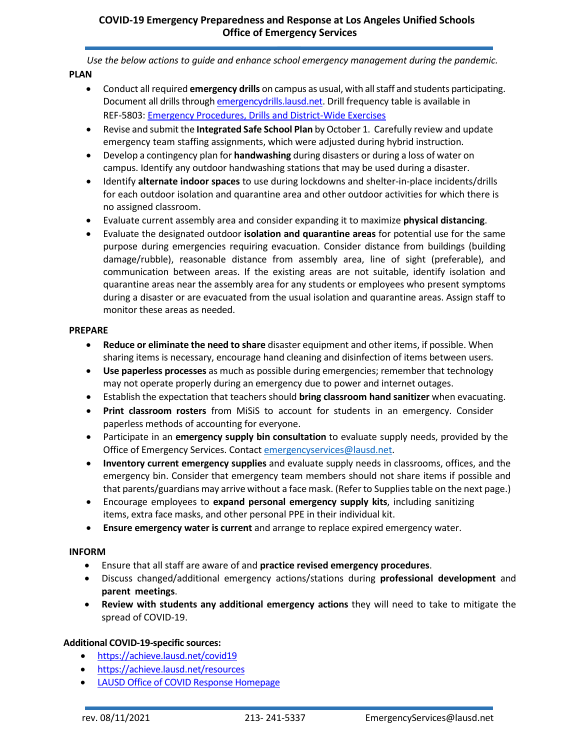# COVID-19 Emergency Preparedness and Response at Los Angeles Unified Schools
## Office of Emergency Services

*Use the below actions to guide and enhance school emergency management during the pandemic.*

**PLAN**

- Conduct all required **emergency drills** on campus as usual, with all staff and students participating. Document all drills through [emergencydrills.lausd.net](emergencydrills.lausd.net). Drill frequency table is available in REF-5803: [Emergency Procedures, Drills and District-Wide Exercises](#)
- Revise and submit the **Integrated Safe School Plan** by October 1. Carefully review and update emergency team staffing assignments, which were adjusted during hybrid instruction.
- Develop a contingency plan for **handwashing** during disasters or during a loss of water on campus. Identify any outdoor handwashing stations that may be used during a disaster.
- Identify **alternate indoor spaces** to use during lockdowns and shelter-in-place incidents/drills for each outdoor isolation and quarantine area and other outdoor activities for which there is no assigned classroom.
- Evaluate current assembly area and consider expanding it to maximize **physical distancing**.
- Evaluate the designated outdoor **isolation and quarantine areas** for potential use for the same purpose during emergencies requiring evacuation. Consider distance from buildings (building damage/rubble), reasonable distance from assembly area, line of sight (preferable), and communication between areas. If the existing areas are not suitable, identify isolation and quarantine areas near the assembly area for any students or employees who present symptoms during a disaster or are evacuated from the usual isolation and quarantine areas. Assign staff to monitor these areas as needed.

**PREPARE**

- **Reduce or eliminate the need to share** disaster equipment and other items, if possible. When sharing items is necessary, encourage hand cleaning and disinfection of items between users.
- **Use paperless processes** as much as possible during emergencies; remember that technology may not operate properly during an emergency due to power and internet outages.
- Establish the expectation that teachers should **bring classroom hand sanitizer** when evacuating.
- **Print classroom rosters** from MiSiS to account for students in an emergency. Consider paperless methods of accounting for everyone.
- Participate in an **emergency supply bin consultation** to evaluate supply needs, provided by the Office of Emergency Services. Contact [emergencyservices@lausd.net](mailto:emergencyservices@lausd.net).
- **Inventory current emergency supplies** and evaluate supply needs in classrooms, offices, and the emergency bin. Consider that emergency team members should not share items if possible and that parents/guardians may arrive without a face mask. (Refer to Supplies table on the next page.)
- Encourage employees to **expand personal emergency supply kits**, including sanitizing items, extra face masks, and other personal PPE in their individual kit.
- **Ensure emergency water is current** and arrange to replace expired emergency water.

**INFORM**

- Ensure that all staff are aware of and **practice revised emergency procedures**.
- Discuss changed/additional emergency actions/stations during **professional development** and **parent meetings**.
- **Review with students any additional emergency actions** they will need to take to mitigate the spread of COVID-19.

**Additional COVID-19-specific sources:**

- [https://achieve.lausd.net/covid19](https://achieve.lausd.net/covid19)
- [https://achieve.lausd.net/resources](https://achieve.lausd.net/resources)
- [LAUSD Office of COVID Response Homepage](#)

rev. 08/11/2021 213- 241-5337 EmergencyServices@lausd.net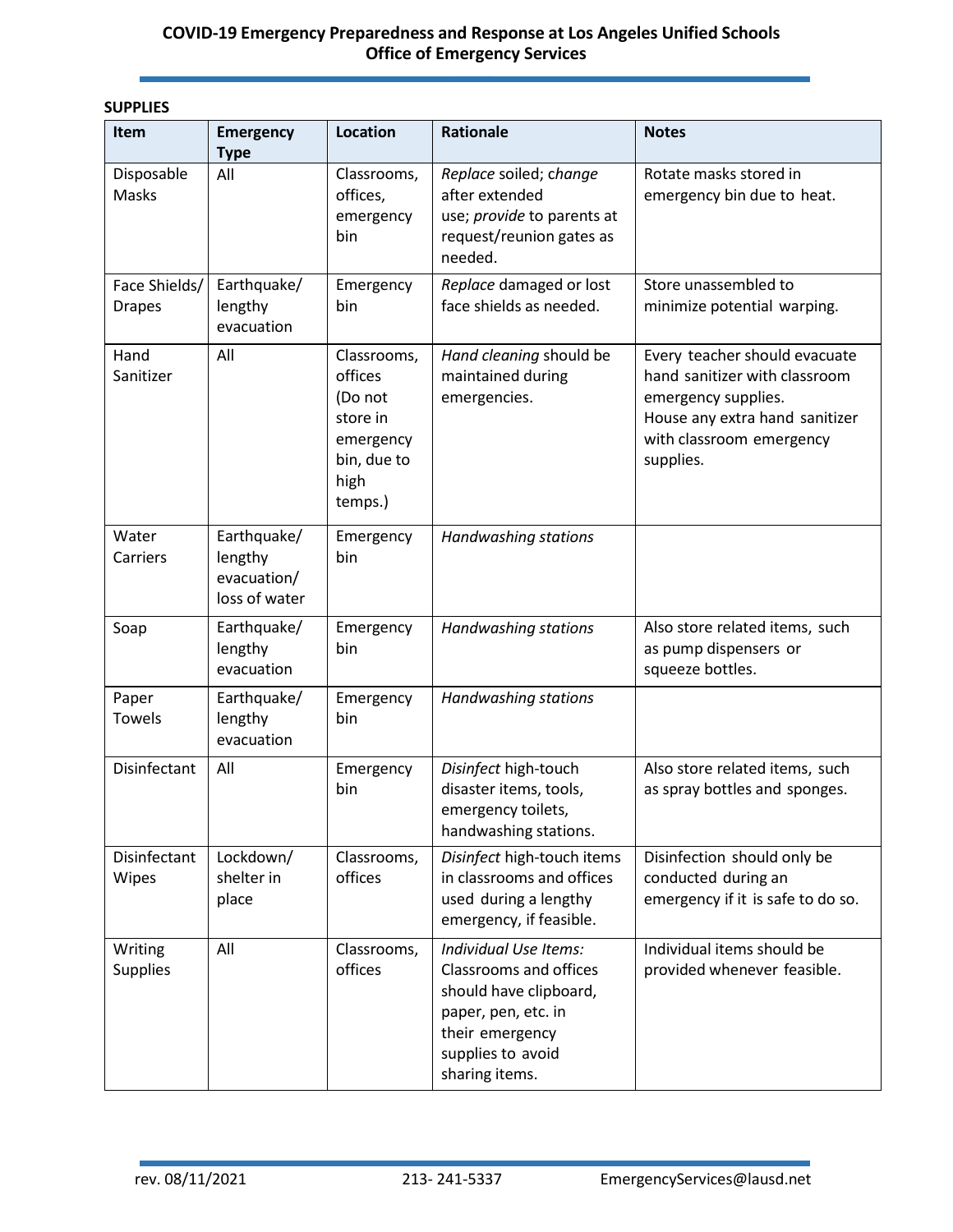**SUPPLIES**

| Item | Emergency Type | Location | Rationale | Notes |
|---|---|---|---|---|
| Disposable Masks | All | Classrooms, offices, emergency bin | *Replace* soiled; *change* after extended use; *provide* to parents at request/reunion gates as needed. | Rotate masks stored in emergency bin due to heat. |
| Face Shields/ Drapes | Earthquake/ lengthy evacuation | Emergency bin | *Replace* damaged or lost face shields as needed. | Store unassembled to minimize potential warping. |
| Hand Sanitizer | All | Classrooms, offices (Do not store in emergency bin, due to high temps.) | *Hand cleaning* should be maintained during emergencies. | Every teacher should evacuate hand sanitizer with classroom emergency supplies. House any extra hand sanitizer with classroom emergency supplies. |
| Water Carriers | Earthquake/ lengthy evacuation/ loss of water | Emergency bin | *Handwashing stations* | |
| Soap | Earthquake/ lengthy evacuation | Emergency bin | *Handwashing stations* | Also store related items, such as pump dispensers or squeeze bottles. |
| Paper Towels | Earthquake/ lengthy evacuation | Emergency bin | *Handwashing stations* | |
| Disinfectant | All | Emergency bin | *Disinfect* high-touch disaster items, tools, emergency toilets, handwashing stations. | Also store related items, such as spray bottles and sponges. |
| Disinfectant Wipes | Lockdown/ shelter in place | Classrooms, offices | *Disinfect* high-touch items in classrooms and offices used during a lengthy emergency, if feasible. | Disinfection should only be conducted during an emergency if it is safe to do so. |
| Writing Supplies | All | Classrooms, offices | *Individual Use Items:* Classrooms and offices should have clipboard, paper, pen, etc. in their emergency supplies to avoid sharing items. | Individual items should be provided whenever feasible. |